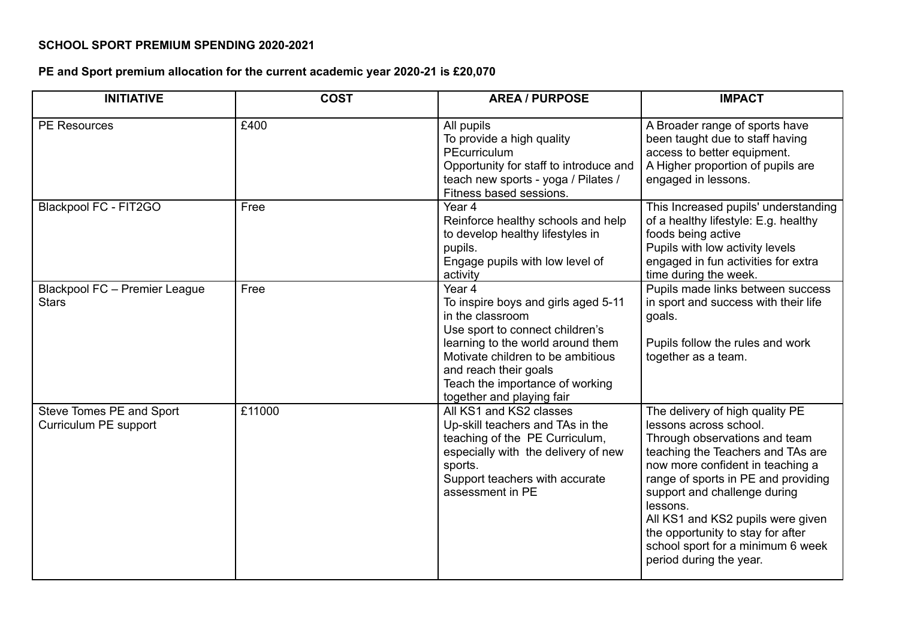**SCHOOL SPORT PREMIUM SPENDING 2020-2021**

**PE and Sport premium allocation for the current academic year 2020-21 is £20,070**

| INITIATIVE | COST | AREA / PURPOSE | IMPACT |
|---|---|---|---|
| PE Resources | £400 | All pupils<br>To provide a high quality PEcurriculum<br>Opportunity for staff to introduce and teach new sports - yoga / Pilates / Fitness based sessions. | A Broader range of sports have been taught due to staff having access to better equipment.<br>A Higher proportion of pupils are engaged in lessons. |
| Blackpool FC - FIT2GO | Free | Year 4<br>Reinforce healthy schools and help to develop healthy lifestyles in pupils.<br>Engage pupils with low level of activity | This Increased pupils' understanding of a healthy lifestyle: E.g. healthy foods being active<br>Pupils with low activity levels engaged in fun activities for extra time during the week. |
| Blackpool FC – Premier League Stars | Free | Year 4<br>To inspire boys and girls aged 5-11 in the classroom<br>Use sport to connect children's learning to the world around them<br>Motivate children to be ambitious and reach their goals<br>Teach the importance of working together and playing fair | Pupils made links between success in sport and success with their life goals.<br><br>Pupils follow the rules and work together as a team. |
| Steve Tomes PE and Sport Curriculum PE support | £11000 | All KS1 and KS2 classes<br>Up-skill teachers and TAs in the teaching of the PE Curriculum, especially with the delivery of new sports.<br>Support teachers with accurate assessment in PE | The delivery of high quality PE lessons across school.<br>Through observations and team teaching the Teachers and TAs are now more confident in teaching a range of sports in PE and providing support and challenge during lessons.<br>All KS1 and KS2 pupils were given the opportunity to stay for after school sport for a minimum 6 week period during the year. |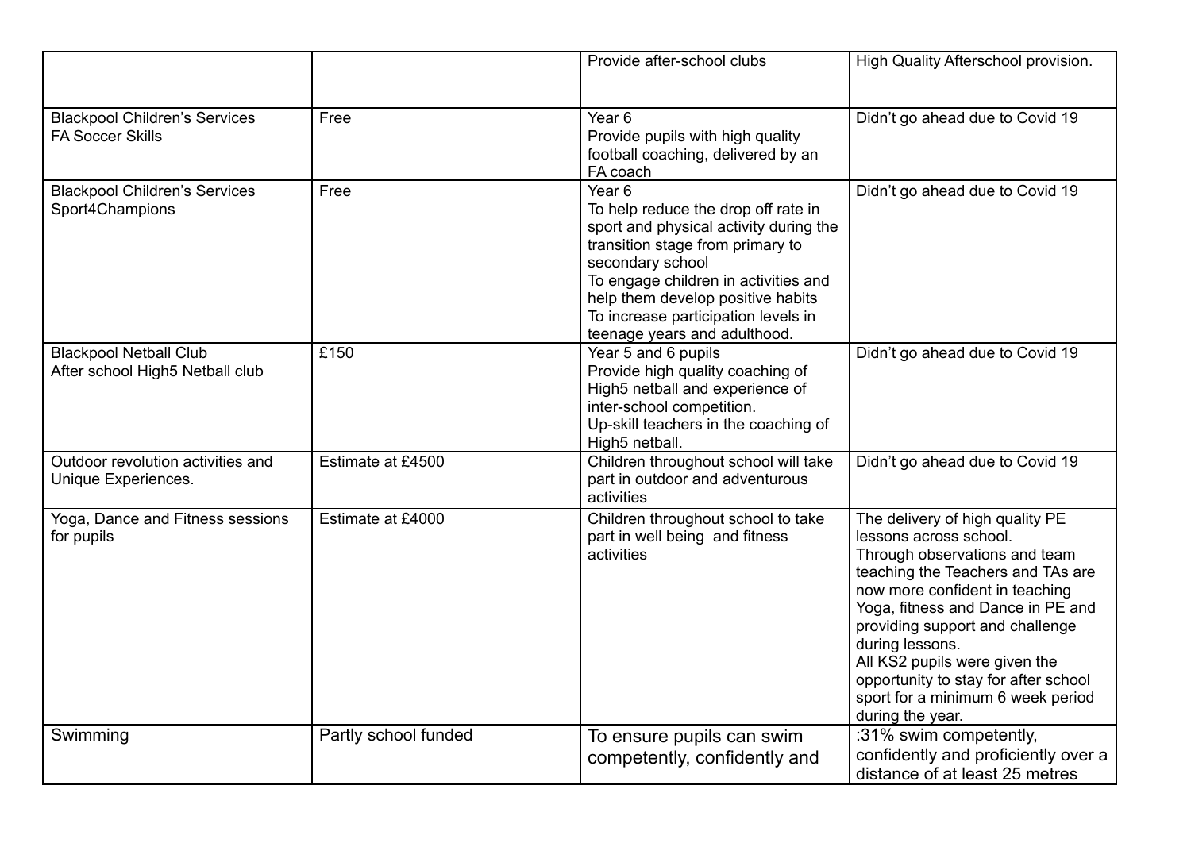| | | | |
|---|---|---|---|
| | | Provide after-school clubs | High Quality Afterschool provision. |
| Blackpool Children's Services<br>FA Soccer Skills | Free | Year 6<br>Provide pupils with high quality football coaching, delivered by an FA coach | Didn't go ahead due to Covid 19 |
| Blackpool Children's Services<br>Sport4Champions | Free | Year 6<br>To help reduce the drop off rate in sport and physical activity during the transition stage from primary to secondary school<br>To engage children in activities and help them develop positive habits<br>To increase participation levels in teenage years and adulthood. | Didn't go ahead due to Covid 19 |
| Blackpool Netball Club<br>After school High5 Netball club | £150 | Year 5 and 6 pupils<br>Provide high quality coaching of High5 netball and experience of inter-school competition.<br>Up-skill teachers in the coaching of High5 netball. | Didn't go ahead due to Covid 19 |
| Outdoor revolution activities and Unique Experiences. | Estimate at £4500 | Children throughout school will take part in outdoor and adventurous activities | Didn't go ahead due to Covid 19 |
| Yoga, Dance and Fitness sessions for pupils | Estimate at £4000 | Children throughout school to take part in well being and fitness activities | The delivery of high quality PE lessons across school.<br>Through observations and team teaching the Teachers and TAs are now more confident in teaching Yoga, fitness and Dance in PE and providing support and challenge during lessons.<br>All KS2 pupils were given the opportunity to stay for after school sport for a minimum 6 week period during the year. |
| Swimming | Partly school funded | To ensure pupils can swim competently, confidently and | :31% swim competently, confidently and proficiently over a distance of at least 25 metres |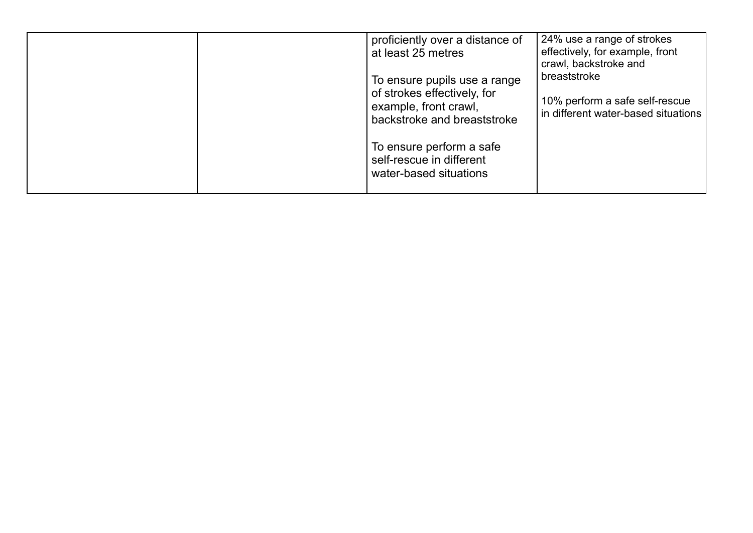| | | | |
|---|---|---|---|
| | | proficiently over a distance of at least 25 metres<br><br>To ensure pupils use a range of strokes effectively, for example, front crawl, backstroke and breaststroke<br><br>To ensure perform a safe self-rescue in different water-based situations | 24% use a range of strokes effectively, for example, front crawl, backstroke and breaststroke<br><br>10% perform a safe self-rescue in different water-based situations |